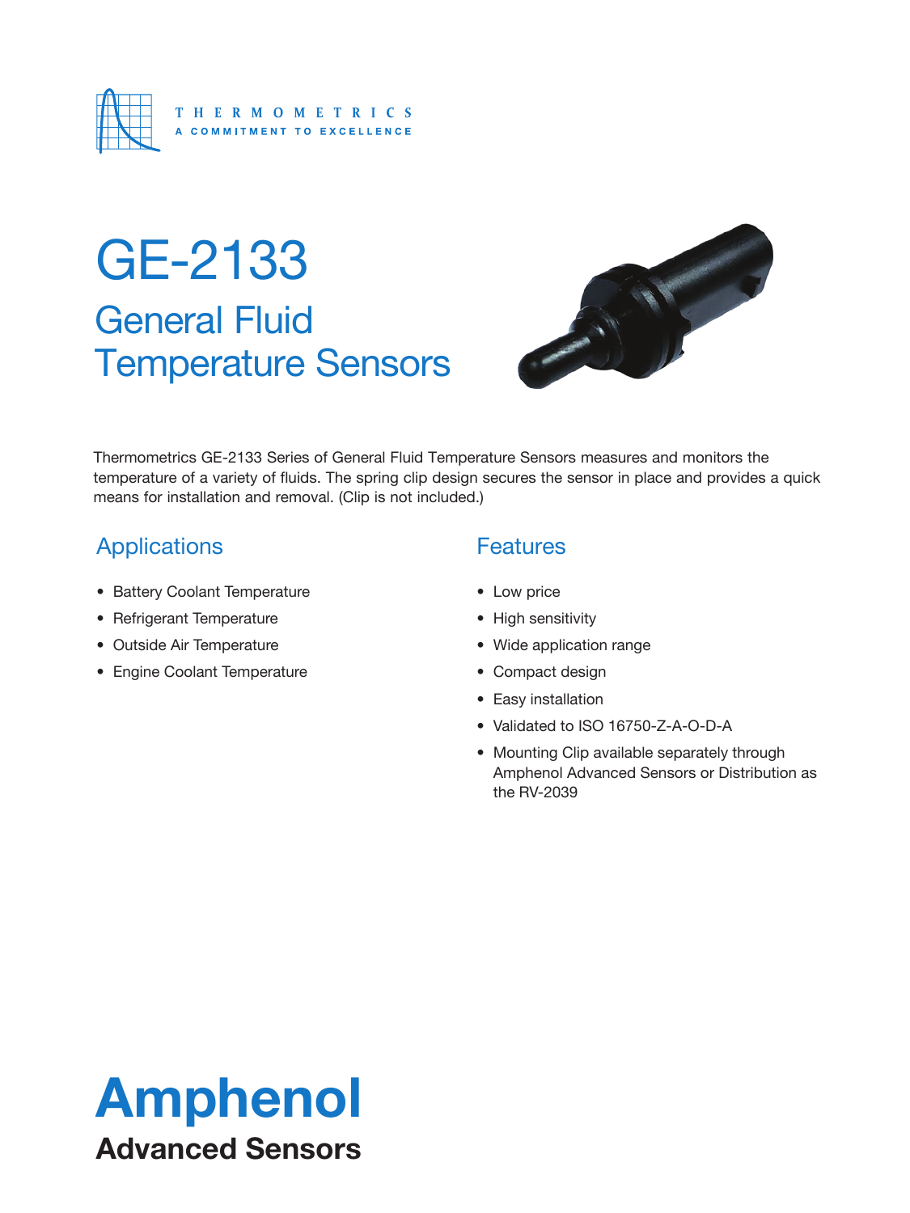THERMOMETRICS
A COMMITMENT TO EXCELLENCE

# GE-2133

## General Fluid Temperature Sensors

Thermometrics GE-2133 Series of General Fluid Temperature Sensors measures and monitors the temperature of a variety of fluids. The spring clip design secures the sensor in place and provides a quick means for installation and removal. (Clip is not included.)

## Applications

- Battery Coolant Temperature
- Refrigerant Temperature
- Outside Air Temperature
- Engine Coolant Temperature

## Features

- Low price
- High sensitivity
- Wide application range
- Compact design
- Easy installation
- Validated to ISO 16750-Z-A-O-D-A
- Mounting Clip available separately through Amphenol Advanced Sensors or Distribution as the RV-2039

**Amphenol**
**Advanced Sensors**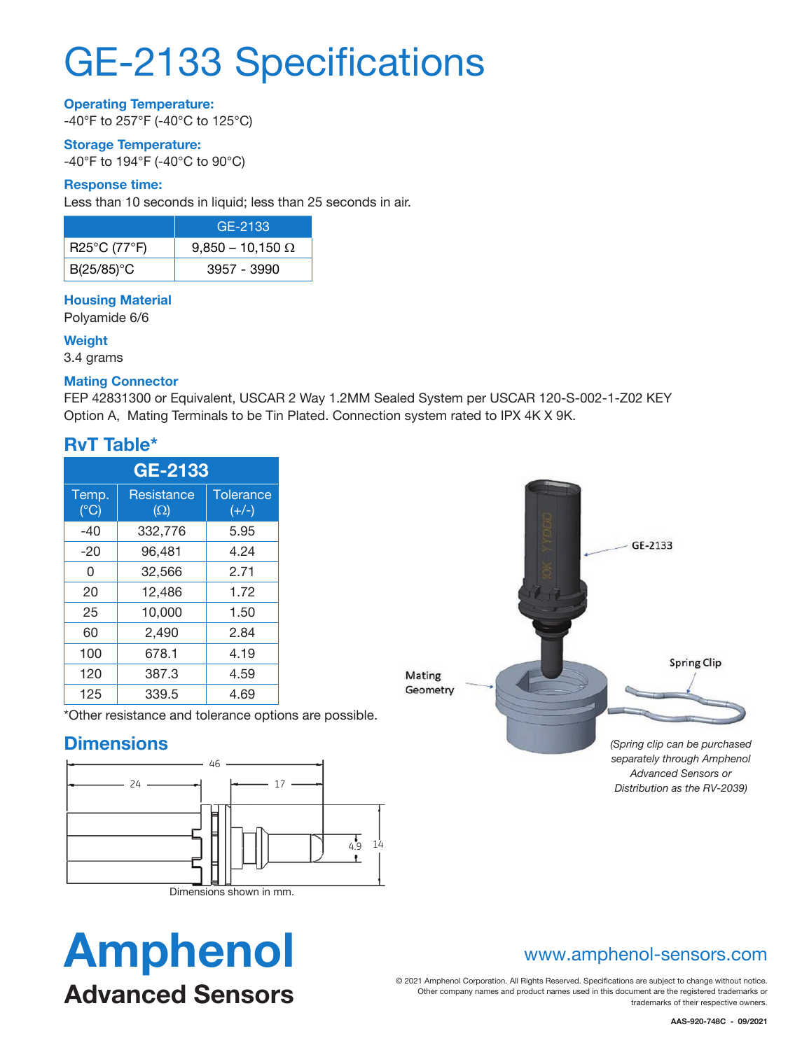# GE-2133 Specifications

**Operating Temperature:**
-40°F to 257°F (-40°C to 125°C)

**Storage Temperature:**
-40°F to 194°F (-40°C to 90°C)

**Response time:**
Less than 10 seconds in liquid; less than 25 seconds in air.

| | GE-2133 |
|---|---|
| R25°C (77°F) | 9,850 – 10,150 Ω |
| B(25/85)°C | 3957 - 3990 |

**Housing Material**
Polyamide 6/6

**Weight**
3.4 grams

**Mating Connector**
FEP 42831300 or Equivalent, USCAR 2 Way 1.2MM Sealed System per USCAR 120-S-002-1-Z02 KEY Option A, Mating Terminals to be Tin Plated. Connection system rated to IPX 4K X 9K.

## RvT Table*

| GE-2133 | | |
|---|---|---|
| Temp. (°C) | Resistance (Ω) | Tolerance (+/-) |
| -40 | 332,776 | 5.95 |
| -20 | 96,481 | 4.24 |
| 0 | 32,566 | 2.71 |
| 20 | 12,486 | 1.72 |
| 25 | 10,000 | 1.50 |
| 60 | 2,490 | 2.84 |
| 100 | 678.1 | 4.19 |
| 120 | 387.3 | 4.59 |
| 125 | 339.5 | 4.69 |

*Other resistance and tolerance options are possible.

GE-2133

Mating Geometry

Spring Clip

*(Spring clip can be purchased separately through Amphenol Advanced Sensors or Distribution as the RV-2039)*

## Dimensions

46

24

17

4.9

14

Dimensions shown in mm.

**Amphenol**
**Advanced Sensors**

www.amphenol-sensors.com

© 2021 Amphenol Corporation. All Rights Reserved. Specifications are subject to change without notice. Other company names and product names used in this document are the registered trademarks or trademarks of their respective owners.

AAS-920-748C - 09/2021